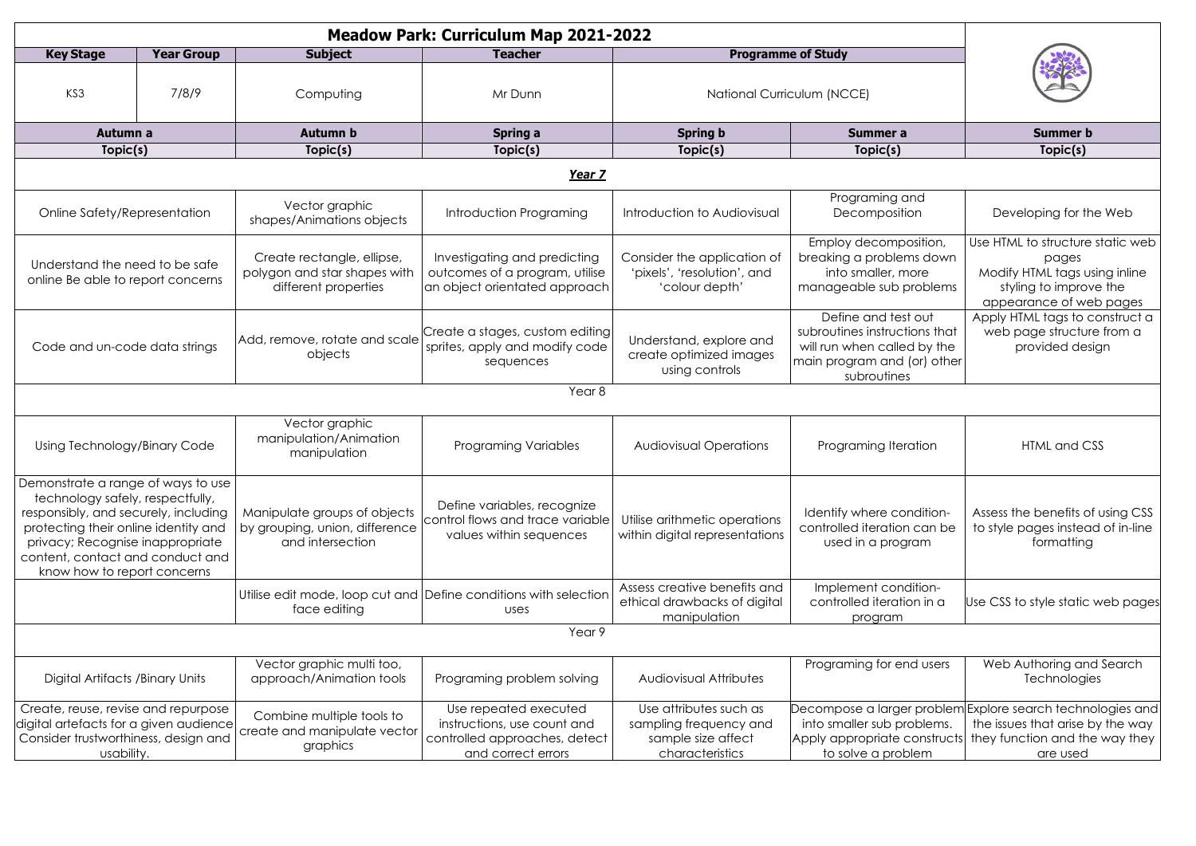# Meadow Park: Curriculum Map 2021-2022

| Key Stage | Year Group | Subject | Teacher | Programme of Study |
|---|---|---|---|---|
| KS3 | 7/8/9 | Computing | Mr Dunn | National Curriculum (NCCE) |

| Autumn a | Autumn b | Spring a | Spring b | Summer a | Summer b |
|---|---|---|---|---|---|
| Topic(s) | Topic(s) | Topic(s) | Topic(s) | Topic(s) | Topic(s) |
| ***Year 7*** | | | | | |
| Online Safety/Representation | Vector graphic shapes/Animations objects | Introduction Programing | Introduction to Audiovisual | Programing and Decomposition | Developing for the Web |
| Understand the need to be safe online Be able to report concerns | Create rectangle, ellipse, polygon and star shapes with different properties | Investigating and predicting outcomes of a program, utilise an object orientated approach | Consider the application of 'pixels', 'resolution', and 'colour depth' | Employ decomposition, breaking a problems down into smaller, more manageable sub problems | Use HTML to structure static web pages Modify HTML tags using inline styling to improve the appearance of web pages |
| Code and un-code data strings | Add, remove, rotate and scale objects | Create a stages, custom editing sprites, apply and modify code sequences | Understand, explore and create optimized images using controls | Define and test out subroutines instructions that will run when called by the main program and (or) other subroutines | Apply HTML tags to construct a web page structure from a provided design |
| Year 8 | | | | | |
| Using Technology/Binary Code | Vector graphic manipulation/Animation manipulation | Programing Variables | Audiovisual Operations | Programing Iteration | HTML and CSS |
| Demonstrate a range of ways to use technology safely, respectfully, responsibly, and securely, including protecting their online identity and privacy; Recognise inappropriate content, contact and conduct and know how to report concerns | Manipulate groups of objects by grouping, union, difference and intersection | Define variables, recognize control flows and trace variable values within sequences | Utilise arithmetic operations within digital representations | Identify where condition-controlled iteration can be used in a program | Assess the benefits of using CSS to style pages instead of in-line formatting |
| | Utilise edit mode, loop cut and face editing | Define conditions with selection uses | Assess creative benefits and ethical drawbacks of digital manipulation | Implement condition-controlled iteration in a program | Use CSS to style static web pages |
| Year 9 | | | | | |
| Digital Artifacts /Binary Units | Vector graphic multi too, approach/Animation tools | Programing problem solving | Audiovisual Attributes | Programing for end users | Web Authoring and Search Technologies |
| Create, reuse, revise and repurpose digital artefacts for a given audience Consider trustworthiness, design and usability. | Combine multiple tools to create and manipulate vector graphics | Use repeated executed instructions, use count and controlled approaches, detect and correct errors | Use attributes such as sampling frequency and sample size affect characteristics | Decompose a larger problem into smaller sub problems. Apply appropriate constructs to solve a problem | Explore search technologies and the issues that arise by the way they function and the way they are used |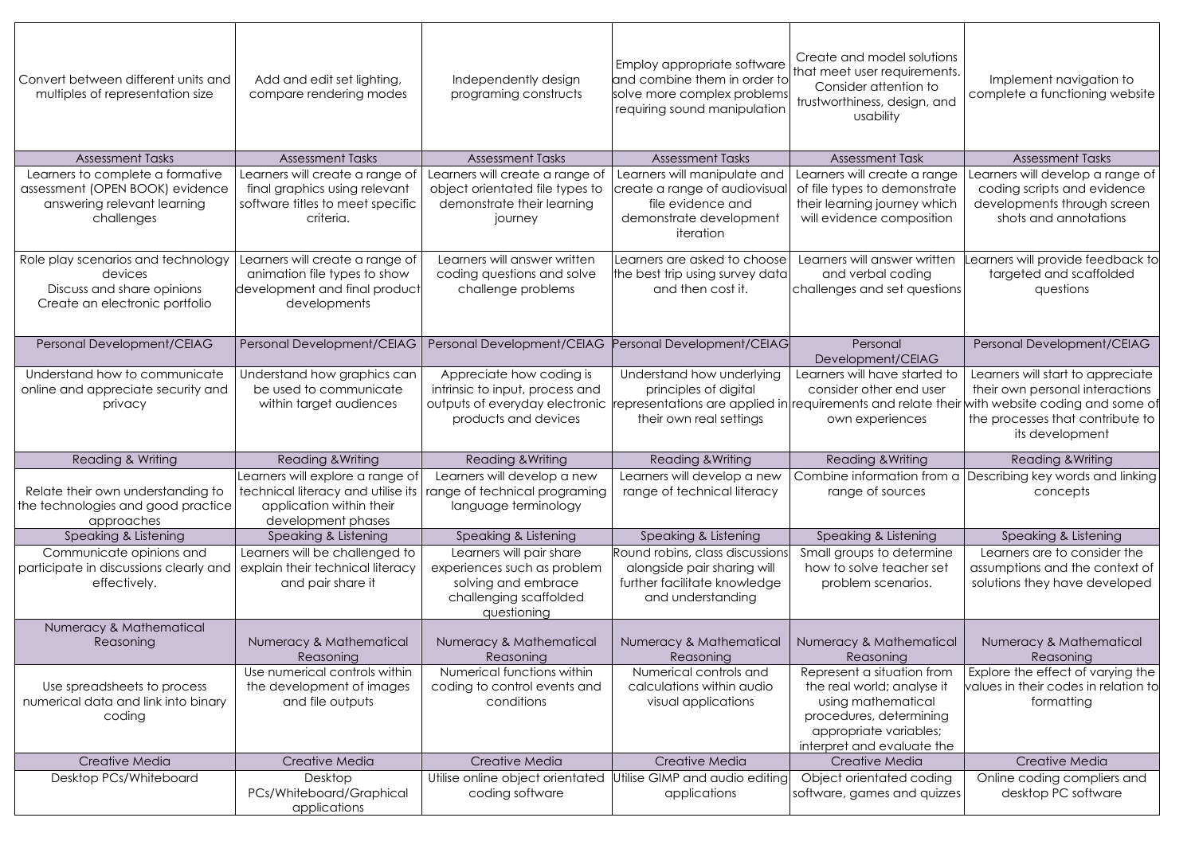| | | | | | |
|---|---|---|---|---|---|
| Convert between different units and multiples of representation size | Add and edit set lighting, compare rendering modes | Independently design programing constructs | Employ appropriate software and combine them in order to solve more complex problems requiring sound manipulation | Create and model solutions that meet user requirements. Consider attention to trustworthiness, design, and usability | Implement navigation to complete a functioning website |
| Assessment Tasks | Assessment Tasks | Assessment Tasks | Assessment Tasks | Assessment Task | Assessment Tasks |
| Learners to complete a formative assessment (OPEN BOOK) evidence answering relevant learning challenges | Learners will create a range of final graphics using relevant software titles to meet specific criteria. | Learners will create a range of object orientated file types to demonstrate their learning journey | Learners will manipulate and create a range of audiovisual file evidence and demonstrate development iteration | Learners will create a range of file types to demonstrate their learning journey which will evidence composition | Learners will develop a range of coding scripts and evidence developments through screen shots and annotations |
| Role play scenarios and technology devices<br>Discuss and share opinions<br>Create an electronic portfolio | Learners will create a range of animation file types to show development and final product developments | Learners will answer written coding questions and solve challenge problems | Learners are asked to choose the best trip using survey data and then cost it. | Learners will answer written and verbal coding challenges and set questions | Learners will provide feedback to targeted and scaffolded questions |
| Personal Development/CEIAG | Personal Development/CEIAG | Personal Development/CEIAG | Personal Development/CEIAG | Personal Development/CEIAG | Personal Development/CEIAG |
| Understand how to communicate online and appreciate security and privacy | Understand how graphics can be used to communicate within target audiences | Appreciate how coding is intrinsic to input, process and outputs of everyday electronic products and devices | Understand how underlying principles of digital representations are applied in their own real settings | Learners will have started to consider other end user requirements and relate their own experiences | Learners will start to appreciate their own personal interactions with website coding and some of the processes that contribute to its development |
| Reading & Writing | Reading &Writing | Reading &Writing | Reading &Writing | Reading &Writing | Reading &Writing |
| Relate their own understanding to the technologies and good practice approaches | Learners will explore a range of technical literacy and utilise its application within their development phases | Learners will develop a new range of technical programing language terminology | Learners will develop a new range of technical literacy | Combine information from a range of sources | Describing key words and linking concepts |
| Speaking & Listening | Speaking & Listening | Speaking & Listening | Speaking & Listening | Speaking & Listening | Speaking & Listening |
| Communicate opinions and participate in discussions clearly and effectively. | Learners will be challenged to explain their technical literacy and pair share it | Learners will pair share experiences such as problem solving and embrace challenging scaffolded questioning | Round robins, class discussions alongside pair sharing will further facilitate knowledge and understanding | Small groups to determine how to solve teacher set problem scenarios. | Learners are to consider the assumptions and the context of solutions they have developed |
| Numeracy & Mathematical Reasoning | Numeracy & Mathematical Reasoning | Numeracy & Mathematical Reasoning | Numeracy & Mathematical Reasoning | Numeracy & Mathematical Reasoning | Numeracy & Mathematical Reasoning |
| Use spreadsheets to process numerical data and link into binary coding | Use numerical controls within the development of images and file outputs | Numerical functions within coding to control events and conditions | Numerical controls and calculations within audio visual applications | Represent a situation from the real world; analyse it using mathematical procedures, determining appropriate variables; interpret and evaluate the | Explore the effect of varying the values in their codes in relation to formatting |
| Creative Media | Creative Media | Creative Media | Creative Media | Creative Media | Creative Media |
| Desktop PCs/Whiteboard | Desktop PCs/Whiteboard/Graphical applications | Utilise online object orientated coding software | Utilise GIMP and audio editing applications | Object orientated coding software, games and quizzes | Online coding compliers and desktop PC software |